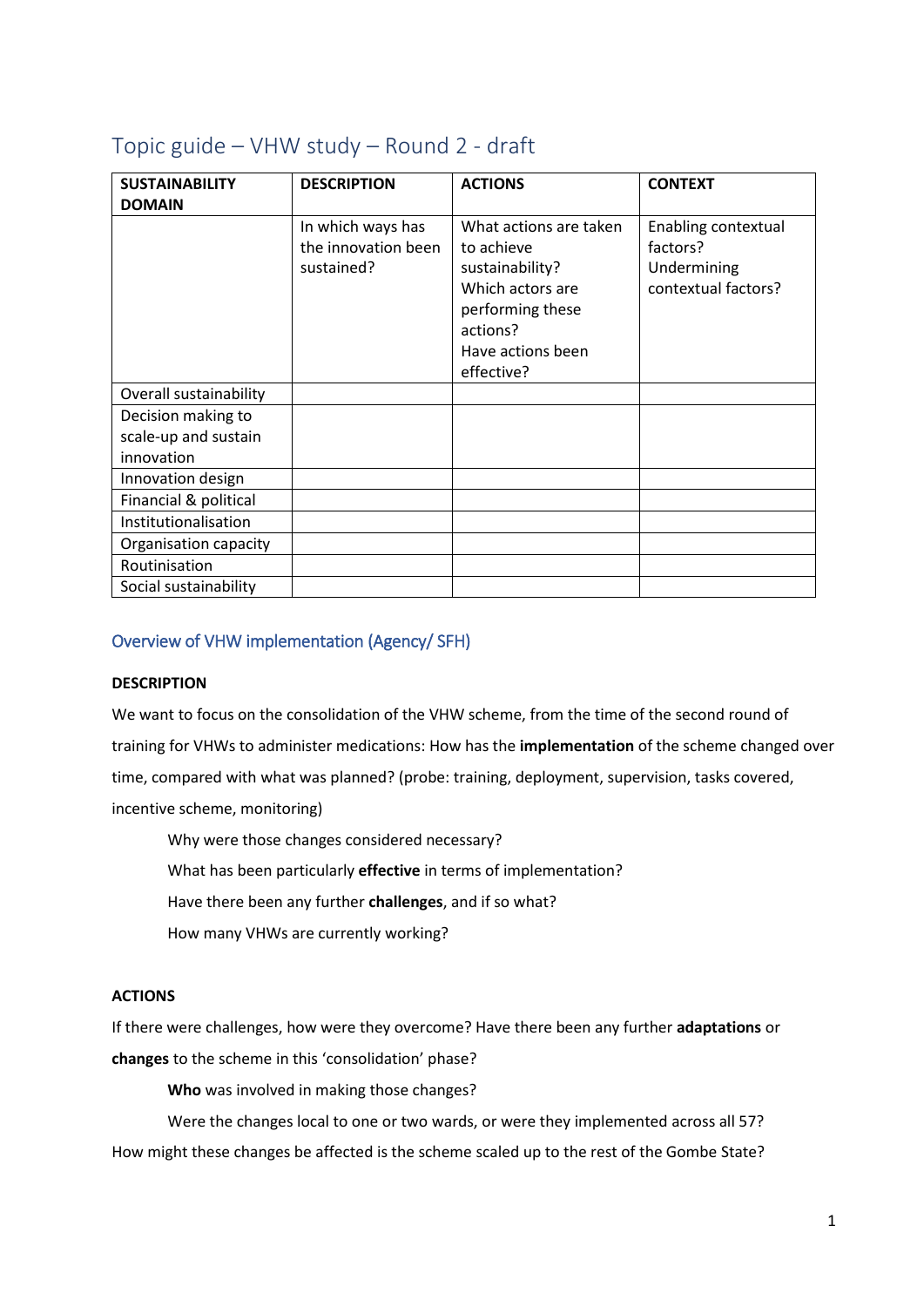# Topic guide – VHW study – Round 2 - draft

| SUSTAINABILITY DOMAIN | DESCRIPTION | ACTIONS | CONTEXT |
|---|---|---|---|
| | In which ways has the innovation been sustained? | What actions are taken to achieve sustainability? Which actors are performing these actions? Have actions been effective? | Enabling contextual factors? Undermining contextual factors? |
| Overall sustainability | | | |
| Decision making to scale-up and sustain innovation | | | |
| Innovation design | | | |
| Financial & political | | | |
| Institutionalisation | | | |
| Organisation capacity | | | |
| Routinisation | | | |
| Social sustainability | | | |

## Overview of VHW implementation (Agency/ SFH)

**DESCRIPTION**

We want to focus on the consolidation of the VHW scheme, from the time of the second round of training for VHWs to administer medications: How has the **implementation** of the scheme changed over time, compared with what was planned? (probe: training, deployment, supervision, tasks covered, incentive scheme, monitoring)

Why were those changes considered necessary?

What has been particularly **effective** in terms of implementation?

Have there been any further **challenges**, and if so what?

How many VHWs are currently working?

**ACTIONS**

If there were challenges, how were they overcome? Have there been any further **adaptations** or **changes** to the scheme in this 'consolidation' phase?

**Who** was involved in making those changes?

Were the changes local to one or two wards, or were they implemented across all 57?

How might these changes be affected is the scheme scaled up to the rest of the Gombe State?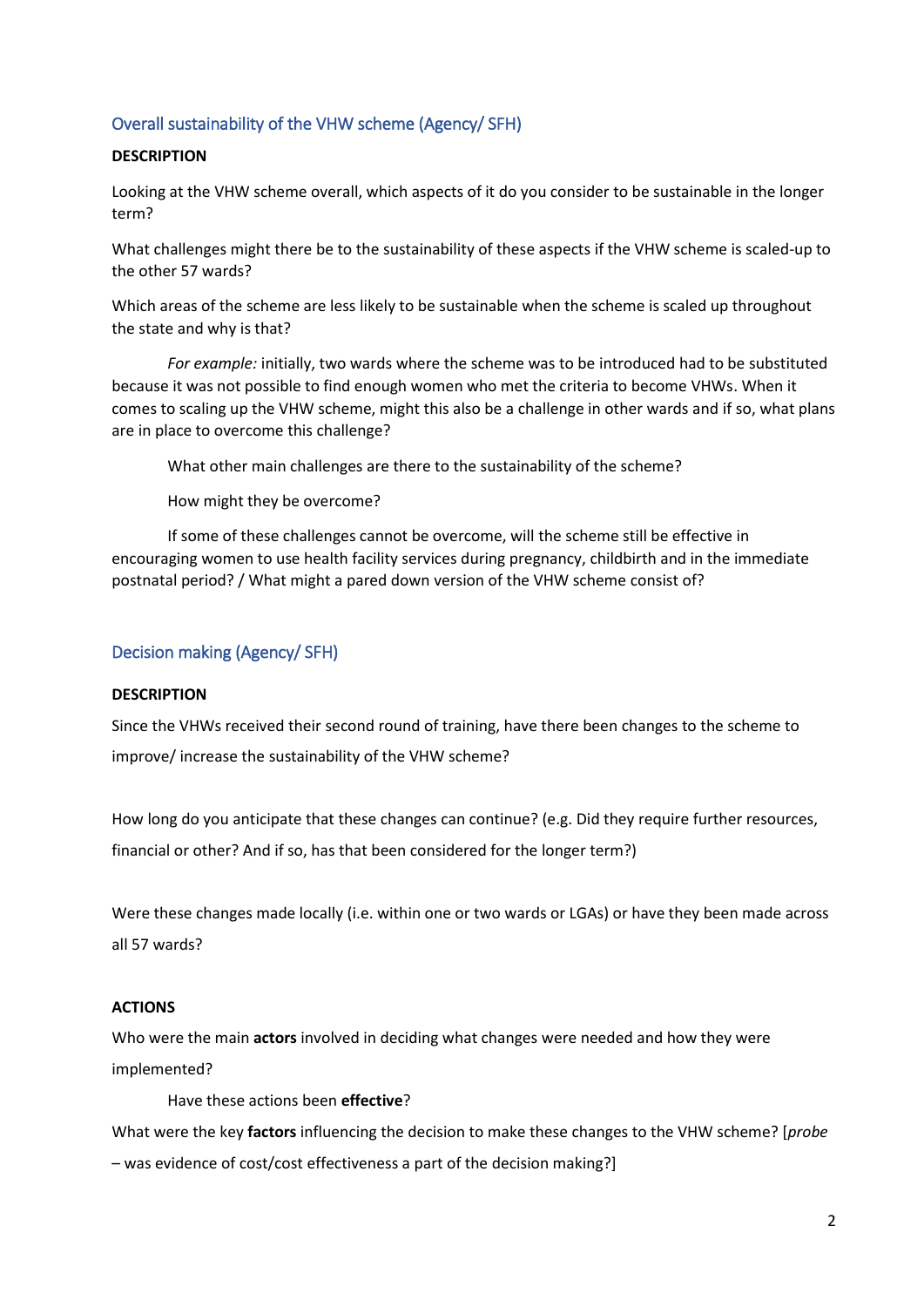## Overall sustainability of the VHW scheme (Agency/ SFH)

**DESCRIPTION**

Looking at the VHW scheme overall, which aspects of it do you consider to be sustainable in the longer term?

What challenges might there be to the sustainability of these aspects if the VHW scheme is scaled-up to the other 57 wards?

Which areas of the scheme are less likely to be sustainable when the scheme is scaled up throughout the state and why is that?

*For example:* initially, two wards where the scheme was to be introduced had to be substituted because it was not possible to find enough women who met the criteria to become VHWs. When it comes to scaling up the VHW scheme, might this also be a challenge in other wards and if so, what plans are in place to overcome this challenge?

What other main challenges are there to the sustainability of the scheme?

How might they be overcome?

If some of these challenges cannot be overcome, will the scheme still be effective in encouraging women to use health facility services during pregnancy, childbirth and in the immediate postnatal period? / What might a pared down version of the VHW scheme consist of?

## Decision making (Agency/ SFH)

**DESCRIPTION**

Since the VHWs received their second round of training, have there been changes to the scheme to improve/ increase the sustainability of the VHW scheme?

How long do you anticipate that these changes can continue? (e.g. Did they require further resources, financial or other? And if so, has that been considered for the longer term?)

Were these changes made locally (i.e. within one or two wards or LGAs) or have they been made across all 57 wards?

**ACTIONS**

Who were the main **actors** involved in deciding what changes were needed and how they were implemented?

Have these actions been **effective**?

What were the key **factors** influencing the decision to make these changes to the VHW scheme? [*probe* – was evidence of cost/cost effectiveness a part of the decision making?]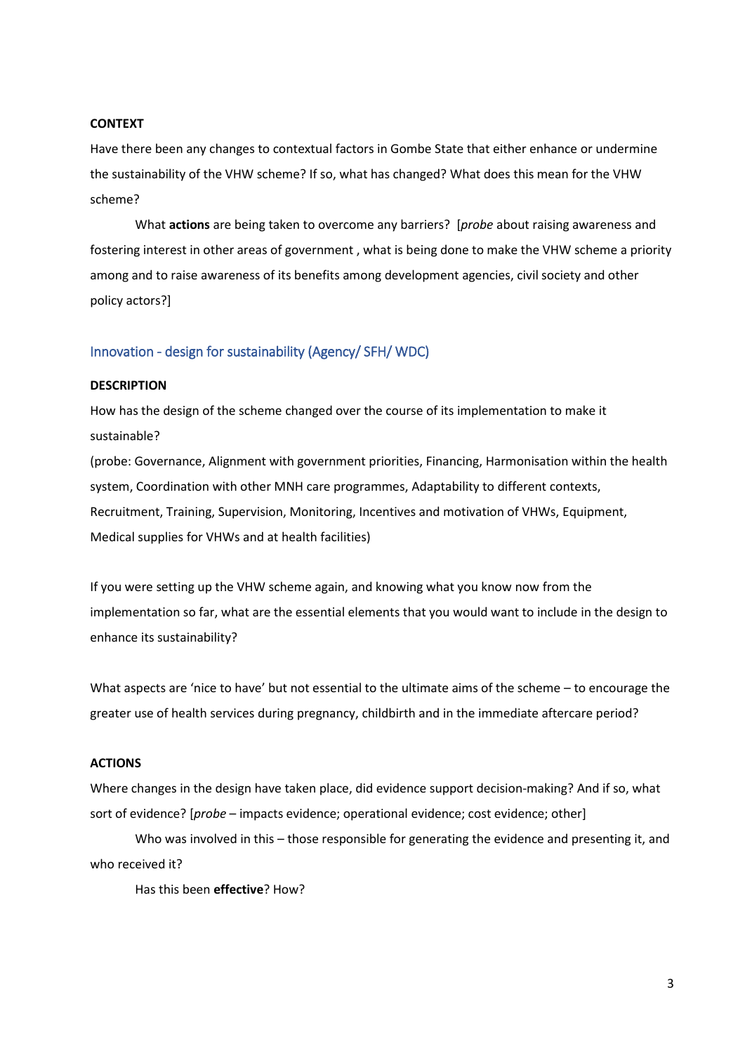**CONTEXT**

Have there been any changes to contextual factors in Gombe State that either enhance or undermine the sustainability of the VHW scheme? If so, what has changed? What does this mean for the VHW scheme?

What **actions** are being taken to overcome any barriers? [*probe* about raising awareness and fostering interest in other areas of government , what is being done to make the VHW scheme a priority among and to raise awareness of its benefits among development agencies, civil society and other policy actors?]

## Innovation - design for sustainability (Agency/ SFH/ WDC)

**DESCRIPTION**

How has the design of the scheme changed over the course of its implementation to make it sustainable?

(probe: Governance, Alignment with government priorities, Financing, Harmonisation within the health system, Coordination with other MNH care programmes, Adaptability to different contexts, Recruitment, Training, Supervision, Monitoring, Incentives and motivation of VHWs, Equipment, Medical supplies for VHWs and at health facilities)

If you were setting up the VHW scheme again, and knowing what you know now from the implementation so far, what are the essential elements that you would want to include in the design to enhance its sustainability?

What aspects are 'nice to have' but not essential to the ultimate aims of the scheme – to encourage the greater use of health services during pregnancy, childbirth and in the immediate aftercare period?

**ACTIONS**

Where changes in the design have taken place, did evidence support decision-making? And if so, what sort of evidence? [*probe* – impacts evidence; operational evidence; cost evidence; other]

Who was involved in this – those responsible for generating the evidence and presenting it, and who received it?

Has this been **effective**? How?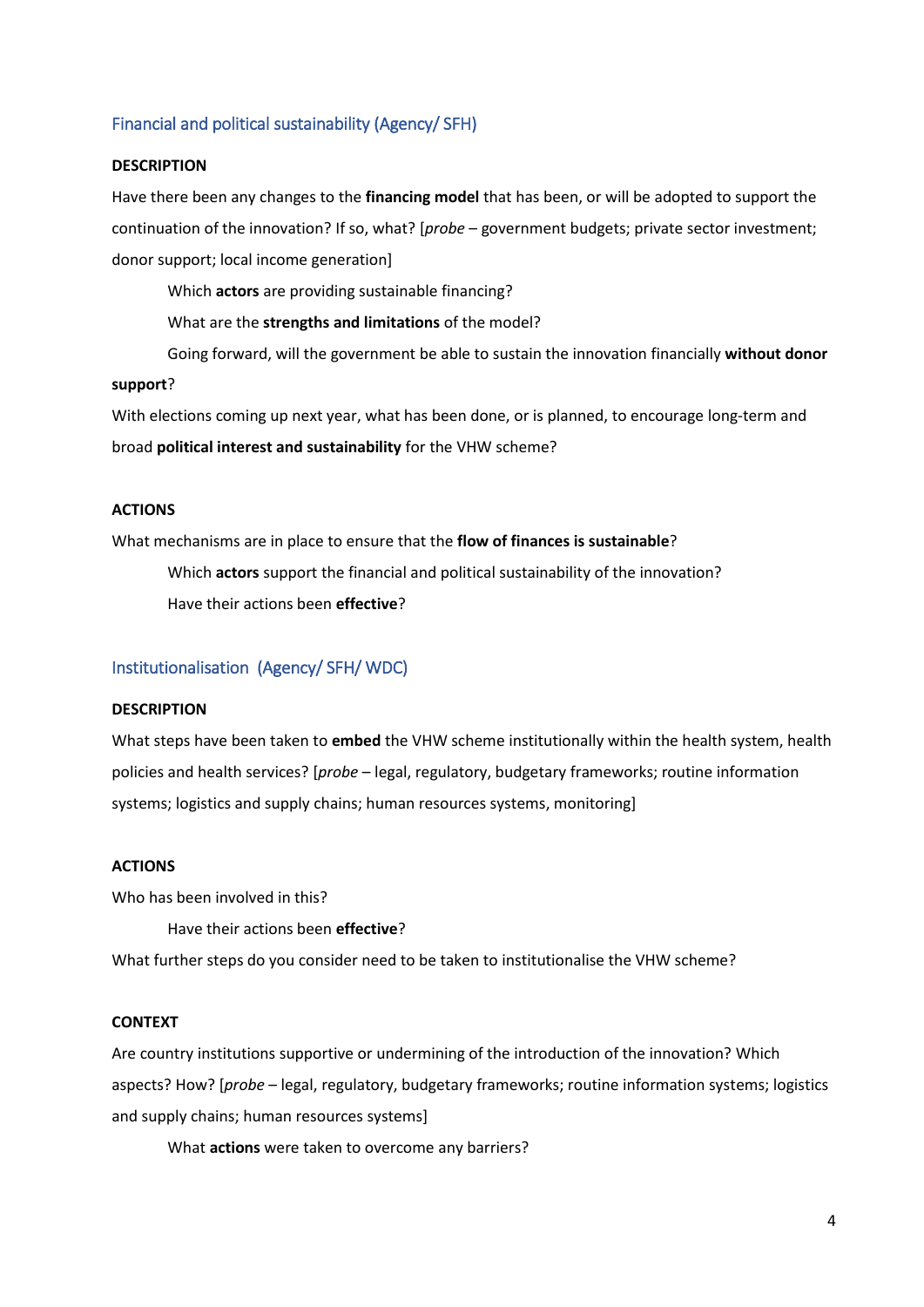## Financial and political sustainability (Agency/ SFH)

**DESCRIPTION**

Have there been any changes to the **financing model** that has been, or will be adopted to support the continuation of the innovation? If so, what? [*probe* – government budgets; private sector investment; donor support; local income generation]

Which **actors** are providing sustainable financing?

What are the **strengths and limitations** of the model?

Going forward, will the government be able to sustain the innovation financially **without donor support**?

With elections coming up next year, what has been done, or is planned, to encourage long-term and broad **political interest and sustainability** for the VHW scheme?

**ACTIONS**

What mechanisms are in place to ensure that the **flow of finances is sustainable**?

Which **actors** support the financial and political sustainability of the innovation?

Have their actions been **effective**?

## Institutionalisation (Agency/ SFH/ WDC)

**DESCRIPTION**

What steps have been taken to **embed** the VHW scheme institutionally within the health system, health policies and health services? [*probe* – legal, regulatory, budgetary frameworks; routine information systems; logistics and supply chains; human resources systems, monitoring]

**ACTIONS**

Who has been involved in this?

Have their actions been **effective**?

What further steps do you consider need to be taken to institutionalise the VHW scheme?

**CONTEXT**

Are country institutions supportive or undermining of the introduction of the innovation? Which aspects? How? [*probe* – legal, regulatory, budgetary frameworks; routine information systems; logistics and supply chains; human resources systems]

What **actions** were taken to overcome any barriers?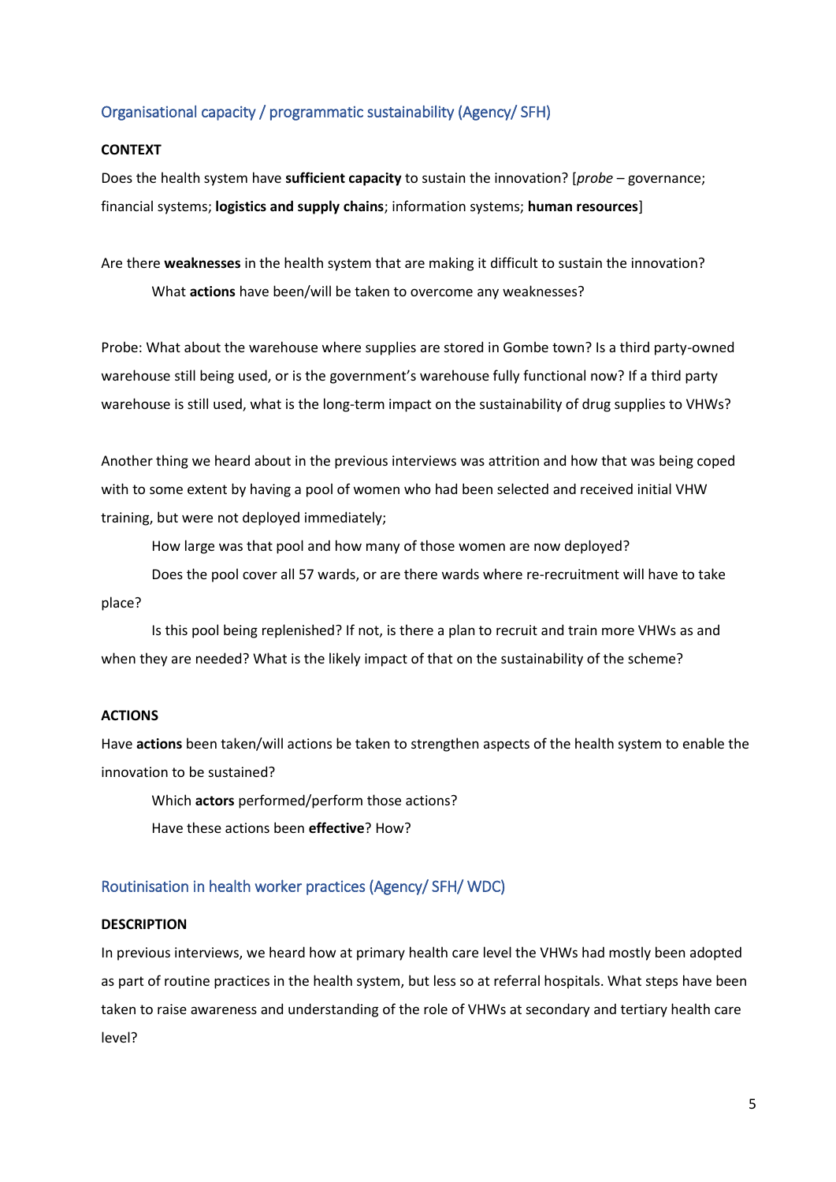## Organisational capacity / programmatic sustainability (Agency/ SFH)

**CONTEXT**

Does the health system have **sufficient capacity** to sustain the innovation? [*probe* – governance; financial systems; **logistics and supply chains**; information systems; **human resources**]

Are there **weaknesses** in the health system that are making it difficult to sustain the innovation?

What **actions** have been/will be taken to overcome any weaknesses?

Probe: What about the warehouse where supplies are stored in Gombe town? Is a third party-owned warehouse still being used, or is the government's warehouse fully functional now? If a third party warehouse is still used, what is the long-term impact on the sustainability of drug supplies to VHWs?

Another thing we heard about in the previous interviews was attrition and how that was being coped with to some extent by having a pool of women who had been selected and received initial VHW training, but were not deployed immediately;

How large was that pool and how many of those women are now deployed?

Does the pool cover all 57 wards, or are there wards where re-recruitment will have to take place?

Is this pool being replenished? If not, is there a plan to recruit and train more VHWs as and when they are needed? What is the likely impact of that on the sustainability of the scheme?

**ACTIONS**

Have **actions** been taken/will actions be taken to strengthen aspects of the health system to enable the innovation to be sustained?

Which **actors** performed/perform those actions?

Have these actions been **effective**? How?

## Routinisation in health worker practices (Agency/ SFH/ WDC)

**DESCRIPTION**

In previous interviews, we heard how at primary health care level the VHWs had mostly been adopted as part of routine practices in the health system, but less so at referral hospitals. What steps have been taken to raise awareness and understanding of the role of VHWs at secondary and tertiary health care level?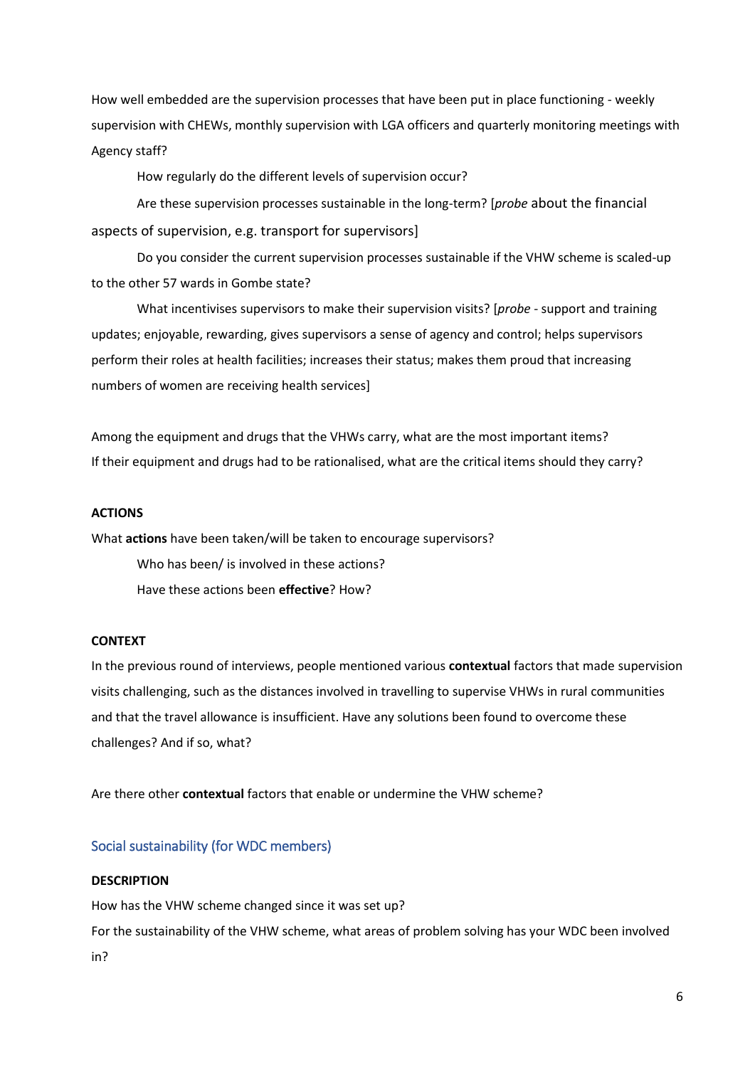How well embedded are the supervision processes that have been put in place functioning - weekly supervision with CHEWs, monthly supervision with LGA officers and quarterly monitoring meetings with Agency staff?

How regularly do the different levels of supervision occur?

Are these supervision processes sustainable in the long-term? [*probe* about the financial aspects of supervision, e.g. transport for supervisors]

Do you consider the current supervision processes sustainable if the VHW scheme is scaled-up to the other 57 wards in Gombe state?

What incentivises supervisors to make their supervision visits? [*probe* - support and training updates; enjoyable, rewarding, gives supervisors a sense of agency and control; helps supervisors perform their roles at health facilities; increases their status; makes them proud that increasing numbers of women are receiving health services]

Among the equipment and drugs that the VHWs carry, what are the most important items?
If their equipment and drugs had to be rationalised, what are the critical items should they carry?

**ACTIONS**

What **actions** have been taken/will be taken to encourage supervisors?

Who has been/ is involved in these actions?

Have these actions been **effective**? How?

**CONTEXT**

In the previous round of interviews, people mentioned various **contextual** factors that made supervision visits challenging, such as the distances involved in travelling to supervise VHWs in rural communities and that the travel allowance is insufficient. Have any solutions been found to overcome these challenges? And if so, what?

Are there other **contextual** factors that enable or undermine the VHW scheme?

## Social sustainability (for WDC members)

**DESCRIPTION**

How has the VHW scheme changed since it was set up?
For the sustainability of the VHW scheme, what areas of problem solving has your WDC been involved in?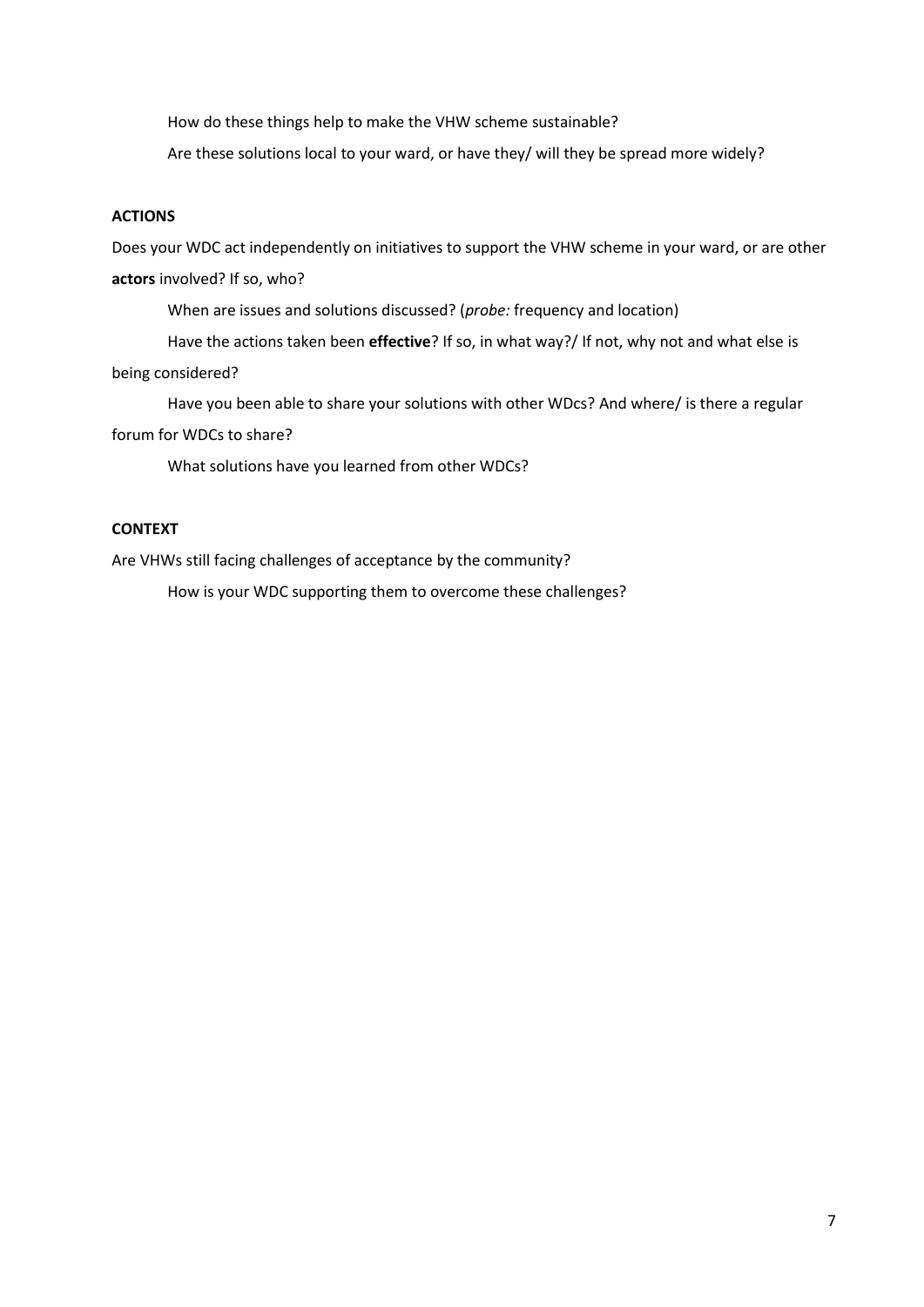How do these things help to make the VHW scheme sustainable?

Are these solutions local to your ward, or have they/ will they be spread more widely?

**ACTIONS**

Does your WDC act independently on initiatives to support the VHW scheme in your ward, or are other **actors** involved? If so, who?

When are issues and solutions discussed? (*probe:* frequency and location)

Have the actions taken been **effective**? If so, in what way?/ If not, why not and what else is being considered?

Have you been able to share your solutions with other WDcs? And where/ is there a regular forum for WDCs to share?

What solutions have you learned from other WDCs?

**CONTEXT**

Are VHWs still facing challenges of acceptance by the community?

How is your WDC supporting them to overcome these challenges?